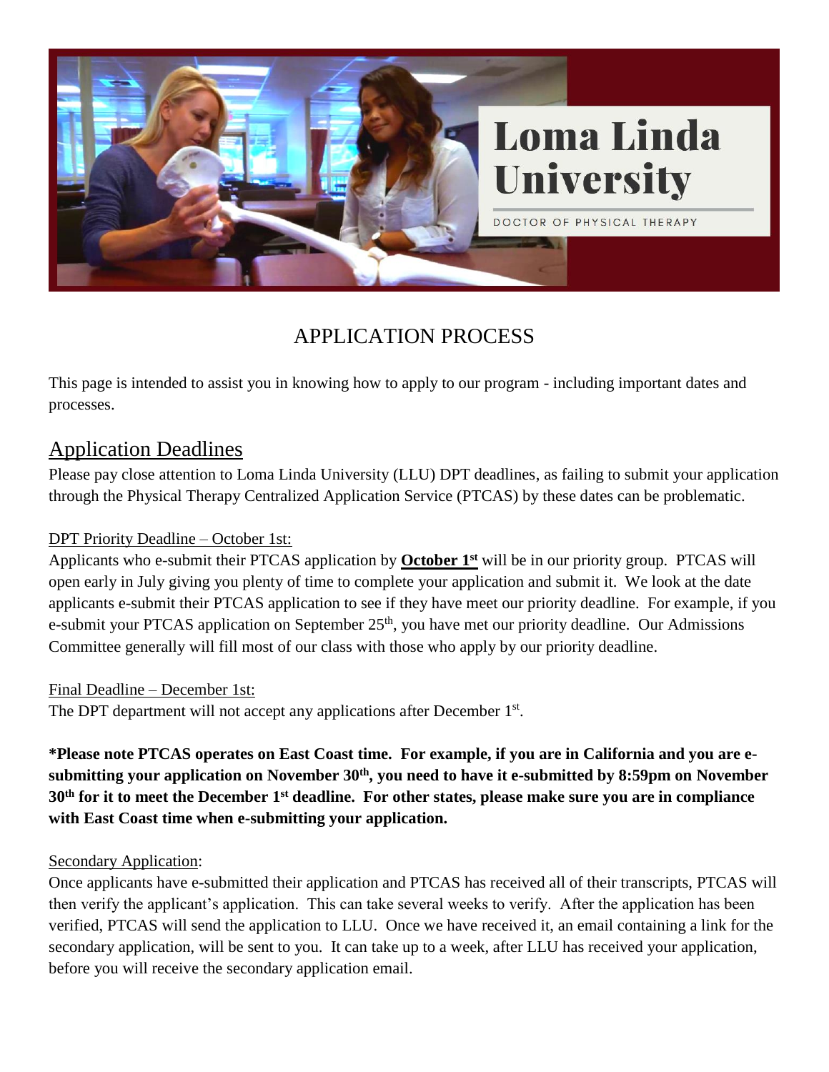# Loma Linda University

DOCTOR OF PHYSICAL THERAPY

## APPLICATION PROCESS

This page is intended to assist you in knowing how to apply to our program - including important dates and processes.

## Application Deadlines

Please pay close attention to Loma Linda University (LLU) DPT deadlines, as failing to submit your application through the Physical Therapy Centralized Application Service (PTCAS) by these dates can be problematic.

### DPT Priority Deadline – October 1st:

Applicants who e-submit their PTCAS application by **October 1st** will be in our priority group. PTCAS will open early in July giving you plenty of time to complete your application and submit it. We look at the date applicants e-submit their PTCAS application to see if they have meet our priority deadline. For example, if you e-submit your PTCAS application on September 25th, you have met our priority deadline. Our Admissions Committee generally will fill most of our class with those who apply by our priority deadline.

### Final Deadline – December 1st:

The DPT department will not accept any applications after December 1st.

**\*Please note PTCAS operates on East Coast time. For example, if you are in California and you are e-submitting your application on November 30th, you need to have it e-submitted by 8:59pm on November 30th for it to meet the December 1st deadline. For other states, please make sure you are in compliance with East Coast time when e-submitting your application.**

### Secondary Application:

Once applicants have e-submitted their application and PTCAS has received all of their transcripts, PTCAS will then verify the applicant's application. This can take several weeks to verify. After the application has been verified, PTCAS will send the application to LLU. Once we have received it, an email containing a link for the secondary application, will be sent to you. It can take up to a week, after LLU has received your application, before you will receive the secondary application email.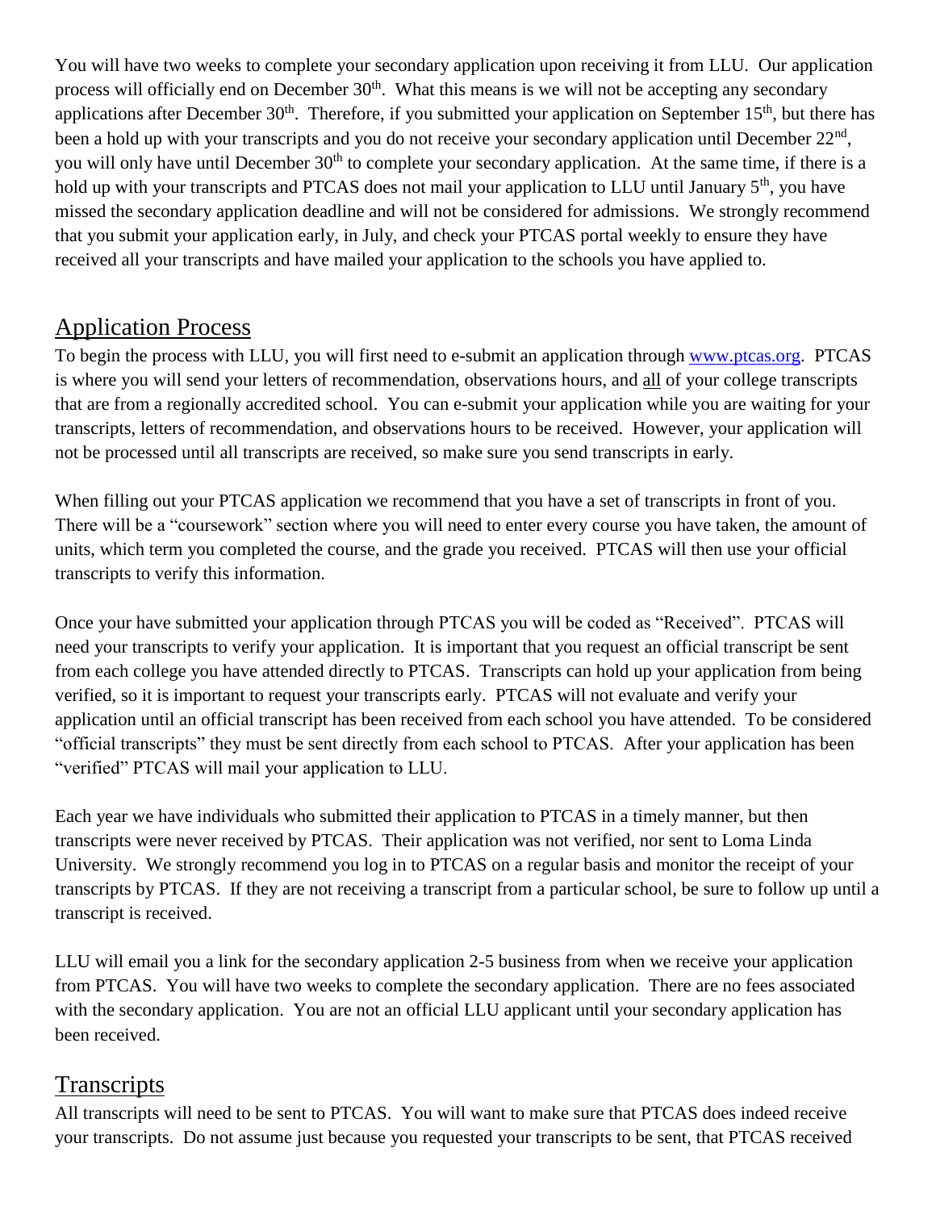You will have two weeks to complete your secondary application upon receiving it from LLU. Our application process will officially end on December 30th. What this means is we will not be accepting any secondary applications after December 30th. Therefore, if you submitted your application on September 15th, but there has been a hold up with your transcripts and you do not receive your secondary application until December 22nd, you will only have until December 30th to complete your secondary application. At the same time, if there is a hold up with your transcripts and PTCAS does not mail your application to LLU until January 5th, you have missed the secondary application deadline and will not be considered for admissions. We strongly recommend that you submit your application early, in July, and check your PTCAS portal weekly to ensure they have received all your transcripts and have mailed your application to the schools you have applied to.

## Application Process

To begin the process with LLU, you will first need to e-submit an application through www.ptcas.org. PTCAS is where you will send your letters of recommendation, observations hours, and all of your college transcripts that are from a regionally accredited school. You can e-submit your application while you are waiting for your transcripts, letters of recommendation, and observations hours to be received. However, your application will not be processed until all transcripts are received, so make sure you send transcripts in early.

When filling out your PTCAS application we recommend that you have a set of transcripts in front of you. There will be a "coursework" section where you will need to enter every course you have taken, the amount of units, which term you completed the course, and the grade you received. PTCAS will then use your official transcripts to verify this information.

Once your have submitted your application through PTCAS you will be coded as "Received". PTCAS will need your transcripts to verify your application. It is important that you request an official transcript be sent from each college you have attended directly to PTCAS. Transcripts can hold up your application from being verified, so it is important to request your transcripts early. PTCAS will not evaluate and verify your application until an official transcript has been received from each school you have attended. To be considered "official transcripts" they must be sent directly from each school to PTCAS. After your application has been "verified" PTCAS will mail your application to LLU.

Each year we have individuals who submitted their application to PTCAS in a timely manner, but then transcripts were never received by PTCAS. Their application was not verified, nor sent to Loma Linda University. We strongly recommend you log in to PTCAS on a regular basis and monitor the receipt of your transcripts by PTCAS. If they are not receiving a transcript from a particular school, be sure to follow up until a transcript is received.

LLU will email you a link for the secondary application 2-5 business from when we receive your application from PTCAS. You will have two weeks to complete the secondary application. There are no fees associated with the secondary application. You are not an official LLU applicant until your secondary application has been received.

## Transcripts

All transcripts will need to be sent to PTCAS. You will want to make sure that PTCAS does indeed receive your transcripts. Do not assume just because you requested your transcripts to be sent, that PTCAS received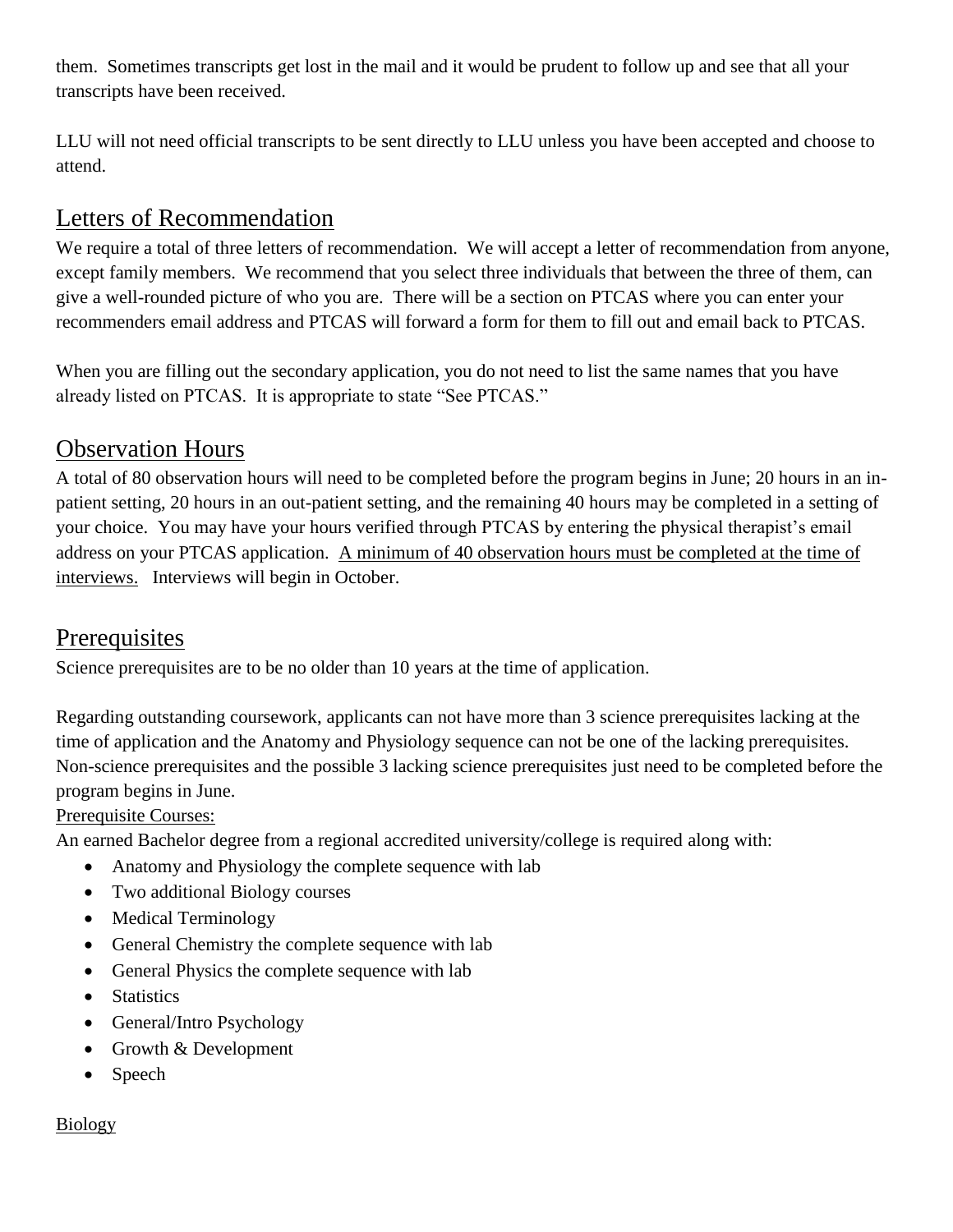them. Sometimes transcripts get lost in the mail and it would be prudent to follow up and see that all your transcripts have been received.

LLU will not need official transcripts to be sent directly to LLU unless you have been accepted and choose to attend.

## Letters of Recommendation

We require a total of three letters of recommendation. We will accept a letter of recommendation from anyone, except family members. We recommend that you select three individuals that between the three of them, can give a well-rounded picture of who you are. There will be a section on PTCAS where you can enter your recommenders email address and PTCAS will forward a form for them to fill out and email back to PTCAS.

When you are filling out the secondary application, you do not need to list the same names that you have already listed on PTCAS. It is appropriate to state "See PTCAS."

## Observation Hours

A total of 80 observation hours will need to be completed before the program begins in June; 20 hours in an in-patient setting, 20 hours in an out-patient setting, and the remaining 40 hours may be completed in a setting of your choice. You may have your hours verified through PTCAS by entering the physical therapist's email address on your PTCAS application. <u>A minimum of 40 observation hours must be completed at the time of interviews.</u> Interviews will begin in October.

## Prerequisites

Science prerequisites are to be no older than 10 years at the time of application.

Regarding outstanding coursework, applicants can not have more than 3 science prerequisites lacking at the time of application and the Anatomy and Physiology sequence can not be one of the lacking prerequisites. Non-science prerequisites and the possible 3 lacking science prerequisites just need to be completed before the program begins in June.

<u>Prerequisite Courses:</u>

An earned Bachelor degree from a regional accredited university/college is required along with:

- Anatomy and Physiology the complete sequence with lab
- Two additional Biology courses
- Medical Terminology
- General Chemistry the complete sequence with lab
- General Physics the complete sequence with lab
- Statistics
- General/Intro Psychology
- Growth & Development
- Speech

<u>Biology</u>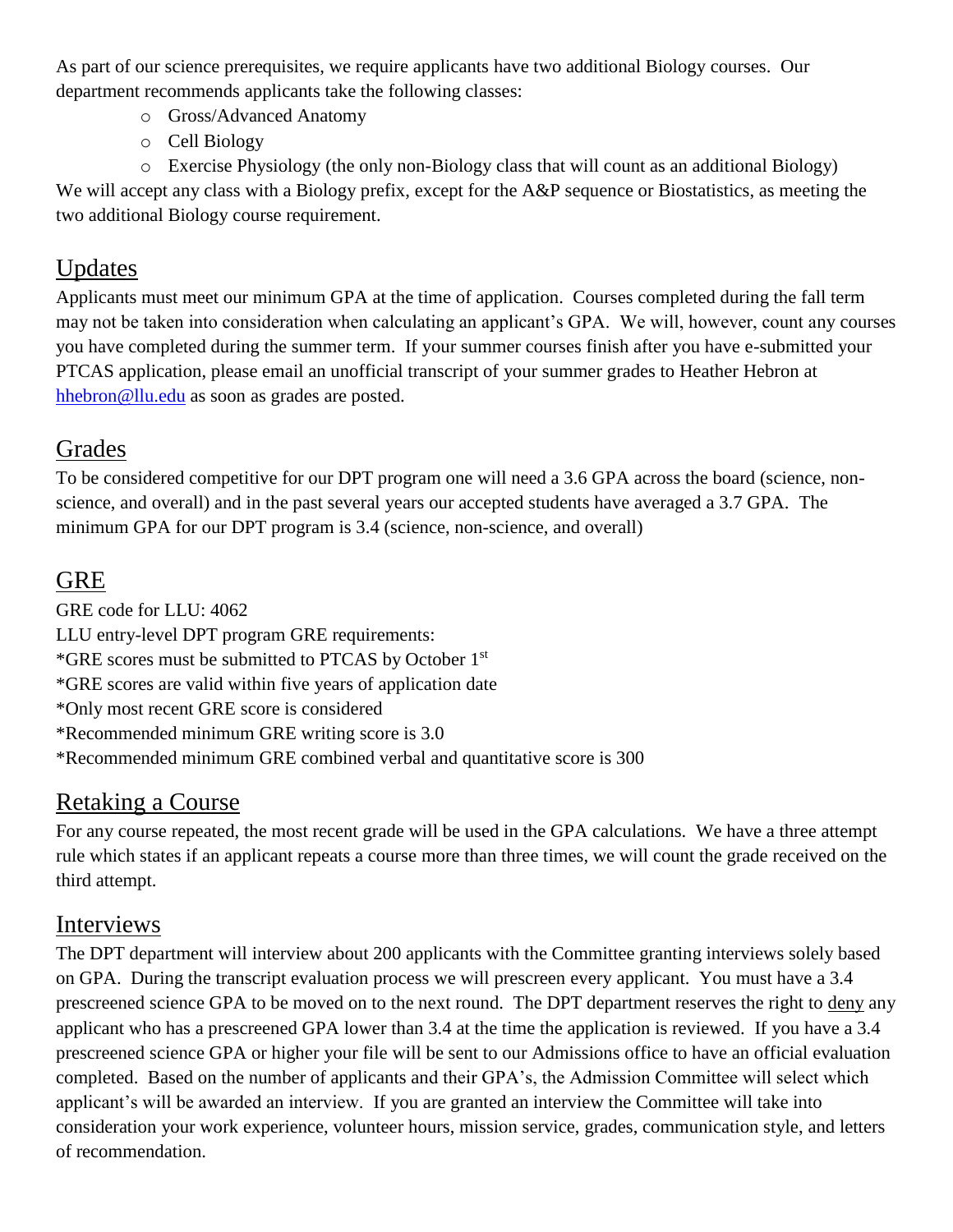As part of our science prerequisites, we require applicants have two additional Biology courses. Our department recommends applicants take the following classes:

- Gross/Advanced Anatomy
- Cell Biology
- Exercise Physiology (the only non-Biology class that will count as an additional Biology)

We will accept any class with a Biology prefix, except for the A&P sequence or Biostatistics, as meeting the two additional Biology course requirement.

## Updates

Applicants must meet our minimum GPA at the time of application. Courses completed during the fall term may not be taken into consideration when calculating an applicant's GPA. We will, however, count any courses you have completed during the summer term. If your summer courses finish after you have e-submitted your PTCAS application, please email an unofficial transcript of your summer grades to Heather Hebron at [hhebron@llu.edu](mailto:hhebron@llu.edu) as soon as grades are posted.

## Grades

To be considered competitive for our DPT program one will need a 3.6 GPA across the board (science, non-science, and overall) and in the past several years our accepted students have averaged a 3.7 GPA. The minimum GPA for our DPT program is 3.4 (science, non-science, and overall)

## GRE

GRE code for LLU: 4062

LLU entry-level DPT program GRE requirements:

*GRE scores must be submitted to PTCAS by October 1st

*GRE scores are valid within five years of application date

*Only most recent GRE score is considered

*Recommended minimum GRE writing score is 3.0

*Recommended minimum GRE combined verbal and quantitative score is 300

## Retaking a Course

For any course repeated, the most recent grade will be used in the GPA calculations. We have a three attempt rule which states if an applicant repeats a course more than three times, we will count the grade received on the third attempt.

## Interviews

The DPT department will interview about 200 applicants with the Committee granting interviews solely based on GPA. During the transcript evaluation process we will prescreen every applicant. You must have a 3.4 prescreened science GPA to be moved on to the next round. The DPT department reserves the right to deny any applicant who has a prescreened GPA lower than 3.4 at the time the application is reviewed. If you have a 3.4 prescreened science GPA or higher your file will be sent to our Admissions office to have an official evaluation completed. Based on the number of applicants and their GPA's, the Admission Committee will select which applicant's will be awarded an interview. If you are granted an interview the Committee will take into consideration your work experience, volunteer hours, mission service, grades, communication style, and letters of recommendation.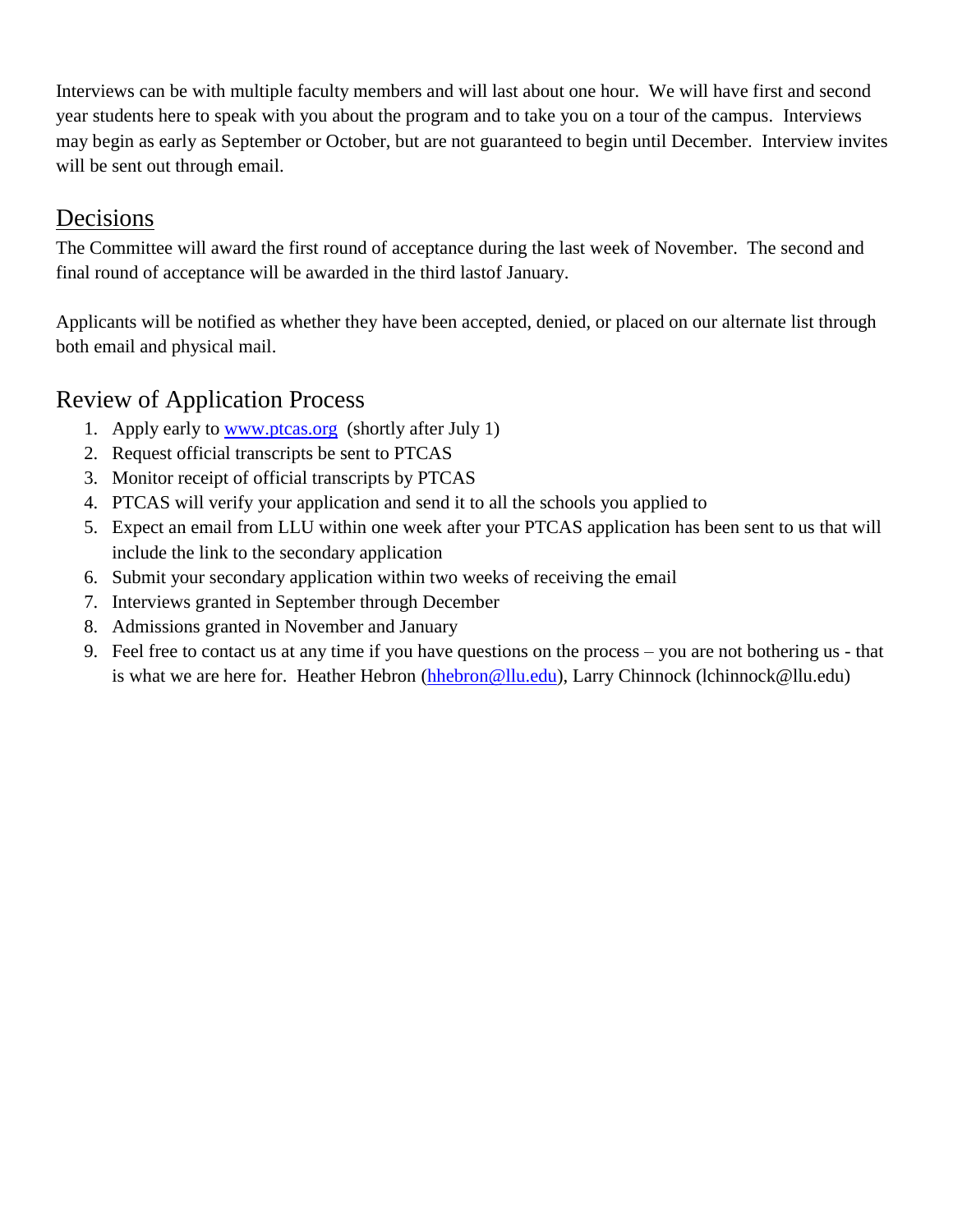Interviews can be with multiple faculty members and will last about one hour. We will have first and second year students here to speak with you about the program and to take you on a tour of the campus. Interviews may begin as early as September or October, but are not guaranteed to begin until December. Interview invites will be sent out through email.

## Decisions

The Committee will award the first round of acceptance during the last week of November. The second and final round of acceptance will be awarded in the third lastof January.

Applicants will be notified as whether they have been accepted, denied, or placed on our alternate list through both email and physical mail.

## Review of Application Process

1. Apply early to www.ptcas.org (shortly after July 1)
2. Request official transcripts be sent to PTCAS
3. Monitor receipt of official transcripts by PTCAS
4. PTCAS will verify your application and send it to all the schools you applied to
5. Expect an email from LLU within one week after your PTCAS application has been sent to us that will include the link to the secondary application
6. Submit your secondary application within two weeks of receiving the email
7. Interviews granted in September through December
8. Admissions granted in November and January
9. Feel free to contact us at any time if you have questions on the process – you are not bothering us - that is what we are here for. Heather Hebron (hhebron@llu.edu), Larry Chinnock (lchinnock@llu.edu)